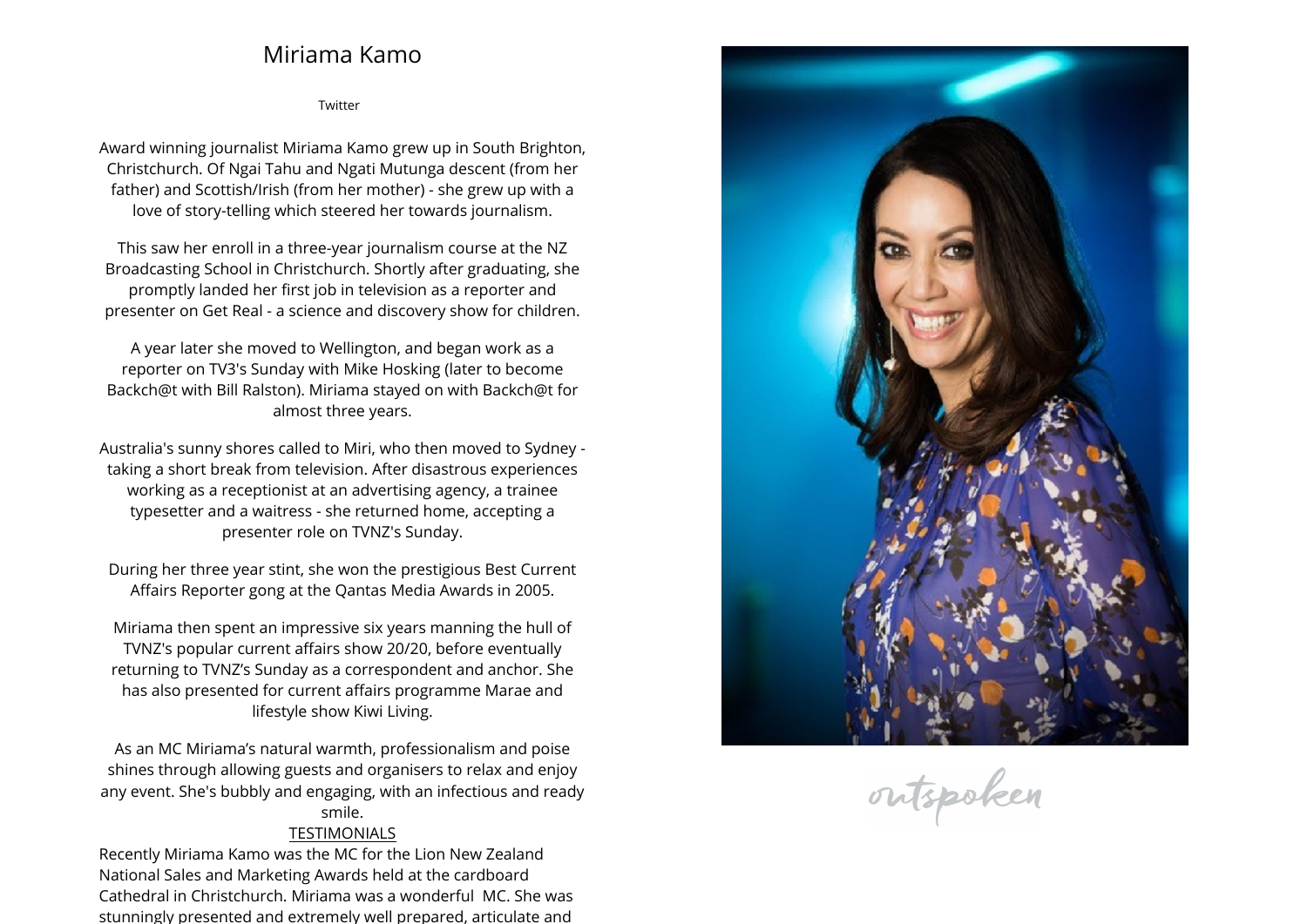# Miriama Kamo

Twitter

Award winning journalist Miriama Kamo grew up in South Brighton, Christchurch. Of Ngai Tahu and Ngati Mutunga descent (from her father) and Scottish/Irish (from her mother) - she grew up with a love of story-telling which steered her towards journalism.

This saw her enroll in a three-year journalism course at the NZ Broadcasting School in Christchurch. Shortly after graduating, she promptly landed her first job in television as a reporter and presenter on Get Real - a science and discovery show for children.

A year later she moved to Wellington, and began work as a reporter on TV3's Sunday with Mike Hosking (later to become Backch@t with Bill Ralston). Miriama stayed on with Backch@t for almost three years.

Australia's sunny shores called to Miri, who then moved to Sydney - taking a short break from television. After disastrous experiences working as a receptionist at an advertising agency, a trainee typesetter and a waitress - she returned home, accepting a presenter role on TVNZ's Sunday.

During her three year stint, she won the prestigious Best Current Affairs Reporter gong at the Qantas Media Awards in 2005.

Miriama then spent an impressive six years manning the hull of TVNZ's popular current affairs show 20/20, before eventually returning to TVNZ's Sunday as a correspondent and anchor. She has also presented for current affairs programme Marae and lifestyle show Kiwi Living.

As an MC Miriama's natural warmth, professionalism and poise shines through allowing guests and organisers to relax and enjoy any event. She's bubbly and engaging, with an infectious and ready smile.

TESTIMONIALS

Recently Miriama Kamo was the MC for the Lion New Zealand National Sales and Marketing Awards held at the cardboard Cathedral in Christchurch. Miriama was a wonderful MC. She was stunningly presented and extremely well prepared, articulate and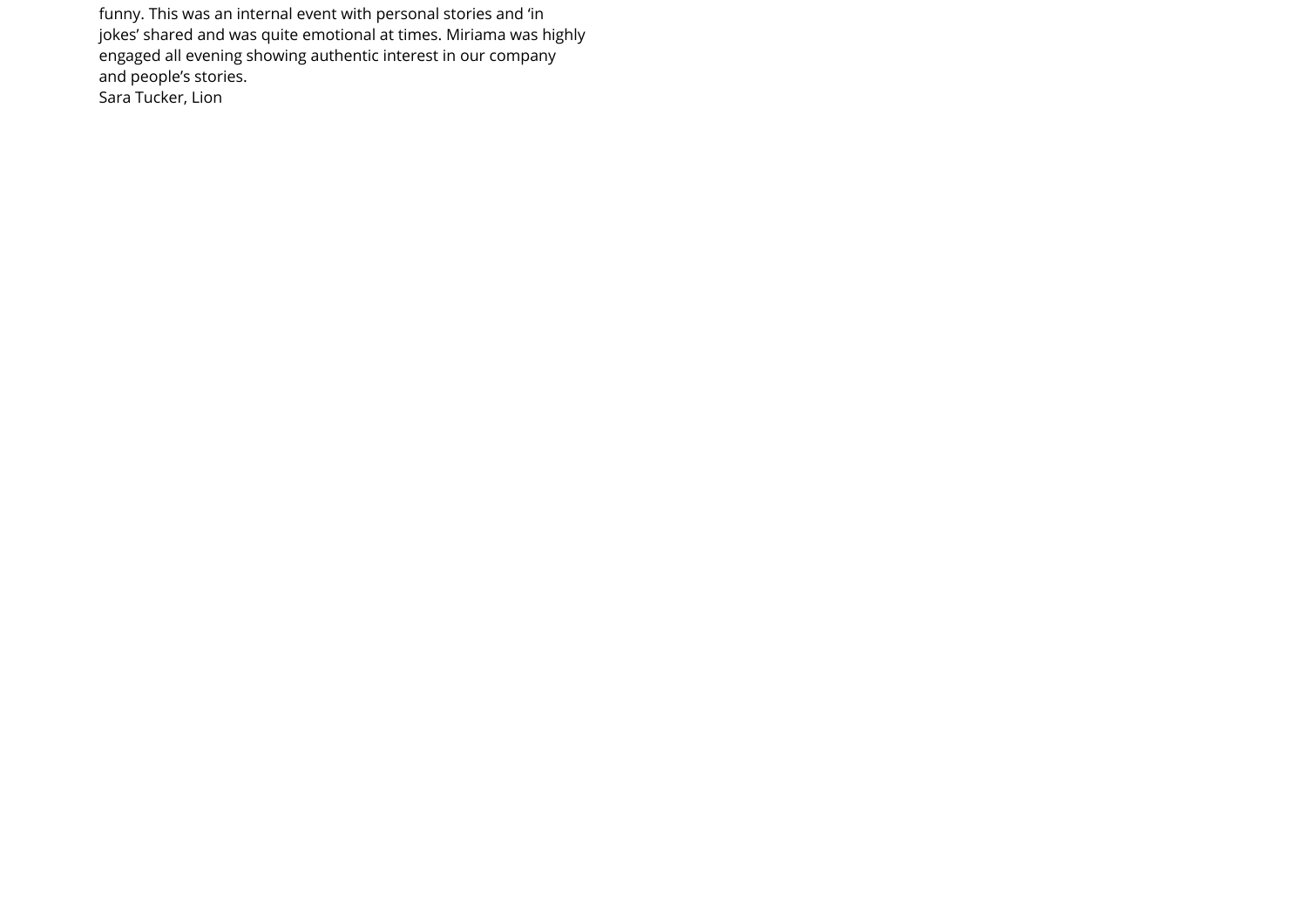funny. This was an internal event with personal stories and ‘in jokes’ shared and was quite emotional at times. Miriama was highly engaged all evening showing authentic interest in our company and people’s stories.
Sara Tucker, Lion